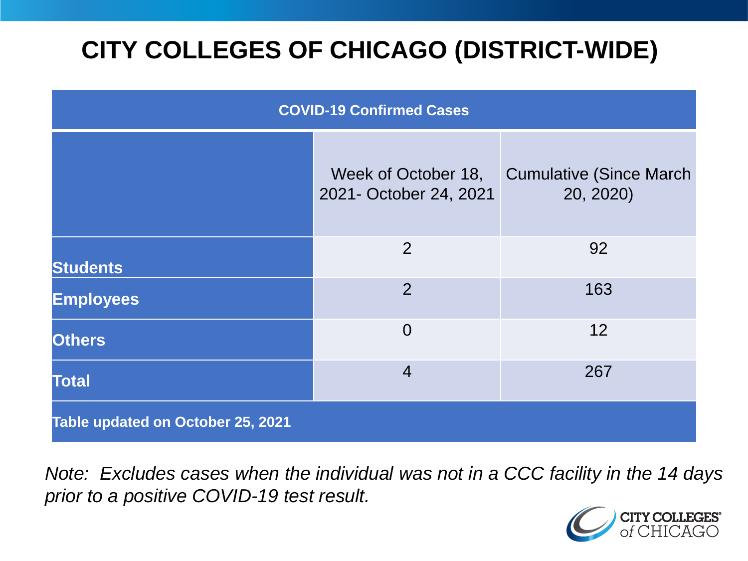# CITY COLLEGES OF CHICAGO (DISTRICT-WIDE)

| COVID-19 Confirmed Cases | | |
|---|---|---|
| | Week of October 18, 2021- October 24, 2021 | Cumulative (Since March 20, 2020) |
| **Students** | 2 | 92 |
| **Employees** | 2 | 163 |
| **Others** | 0 | 12 |
| **Total** | 4 | 267 |
| **Table updated on October 25, 2021** | | |

*Note: Excludes cases when the individual was not in a CCC facility in the 14 days prior to a positive COVID-19 test result.*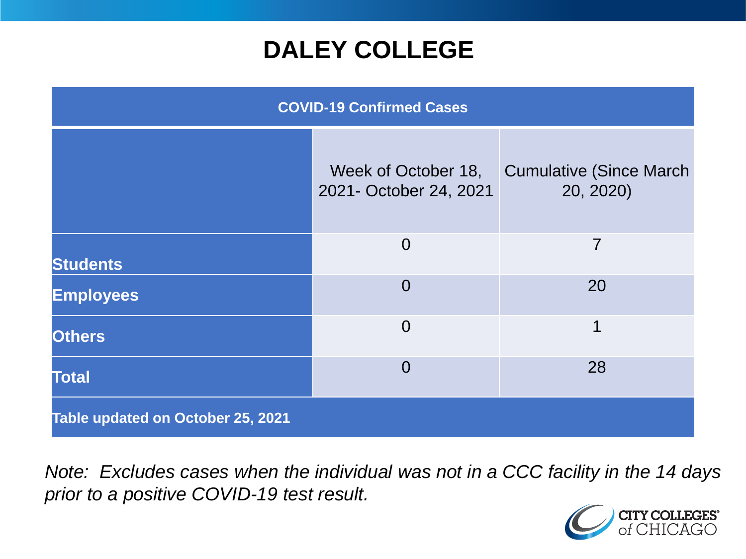# DALEY COLLEGE

| COVID-19 Confirmed Cases | | |
|---|---|---|
| | Week of October 18, 2021- October 24, 2021 | Cumulative (Since March 20, 2020) |
| **Students** | 0 | 7 |
| **Employees** | 0 | 20 |
| **Others** | 0 | 1 |
| **Total** | 0 | 28 |
| **Table updated on October 25, 2021** | | |

*Note: Excludes cases when the individual was not in a CCC facility in the 14 days prior to a positive COVID-19 test result.*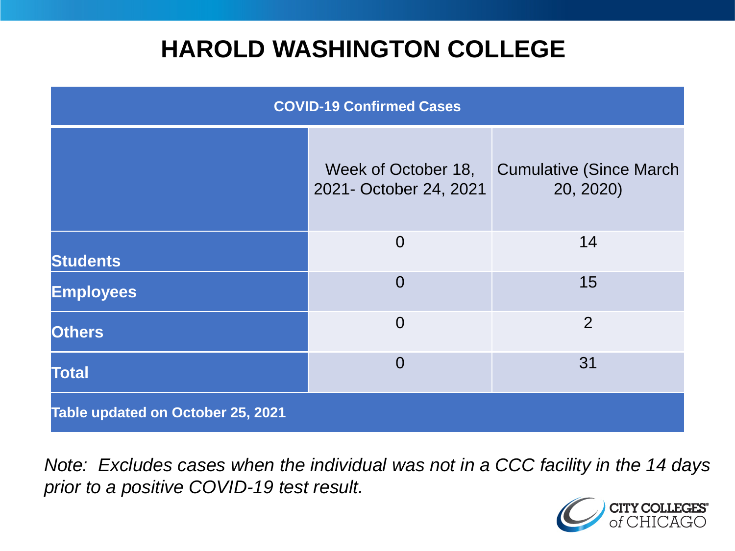# HAROLD WASHINGTON COLLEGE

| COVID-19 Confirmed Cases | | |
|---|---|---|
| | Week of October 18, 2021- October 24, 2021 | Cumulative (Since March 20, 2020) |
| **Students** | 0 | 14 |
| **Employees** | 0 | 15 |
| **Others** | 0 | 2 |
| **Total** | 0 | 31 |

**Table updated on October 25, 2021**

*Note: Excludes cases when the individual was not in a CCC facility in the 14 days prior to a positive COVID-19 test result.*

CITY COLLEGES of CHICAGO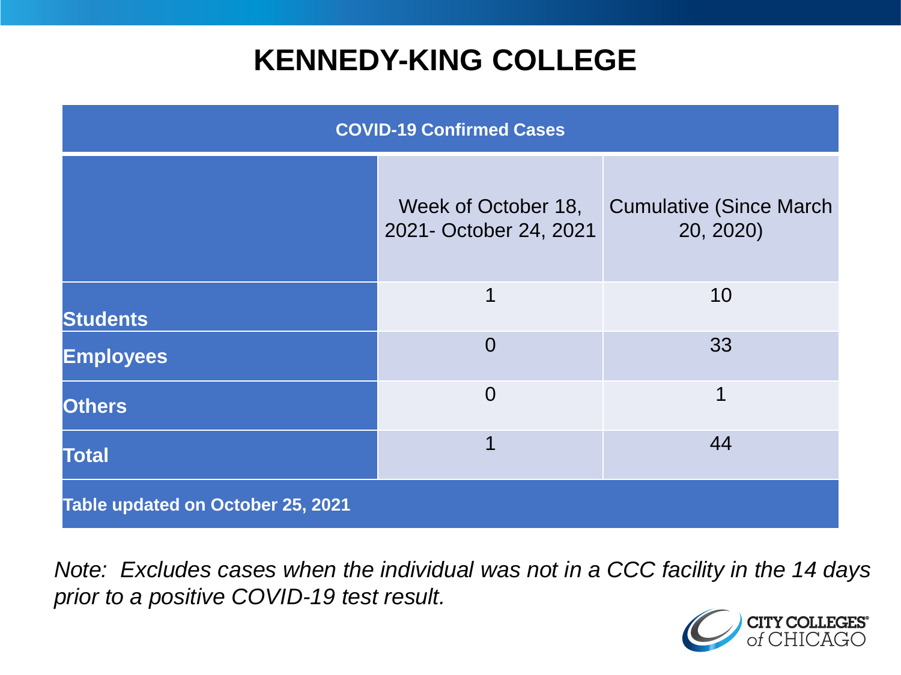# KENNEDY-KING COLLEGE

| COVID-19 Confirmed Cases | | |
|---|---|---|
| | Week of October 18, 2021- October 24, 2021 | Cumulative (Since March 20, 2020) |
| **Students** | 1 | 10 |
| **Employees** | 0 | 33 |
| **Others** | 0 | 1 |
| **Total** | 1 | 44 |
| **Table updated on October 25, 2021** | | |

*Note: Excludes cases when the individual was not in a CCC facility in the 14 days prior to a positive COVID-19 test result.*

CITY COLLEGES of CHICAGO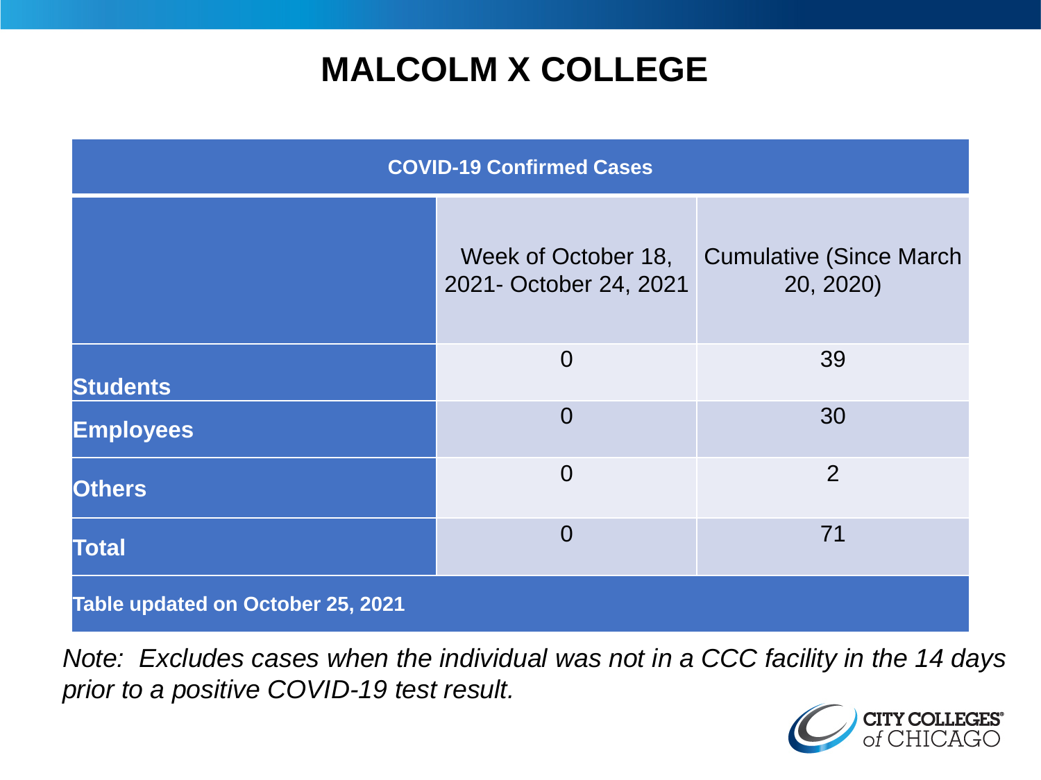# MALCOLM X COLLEGE

| COVID-19 Confirmed Cases | | |
|---|---|---|
| | Week of October 18, 2021- October 24, 2021 | Cumulative (Since March 20, 2020) |
| **Students** | 0 | 39 |
| **Employees** | 0 | 30 |
| **Others** | 0 | 2 |
| **Total** | 0 | 71 |
| **Table updated on October 25, 2021** | | |

*Note: Excludes cases when the individual was not in a CCC facility in the 14 days prior to a positive COVID-19 test result.*

CITY COLLEGES of CHICAGO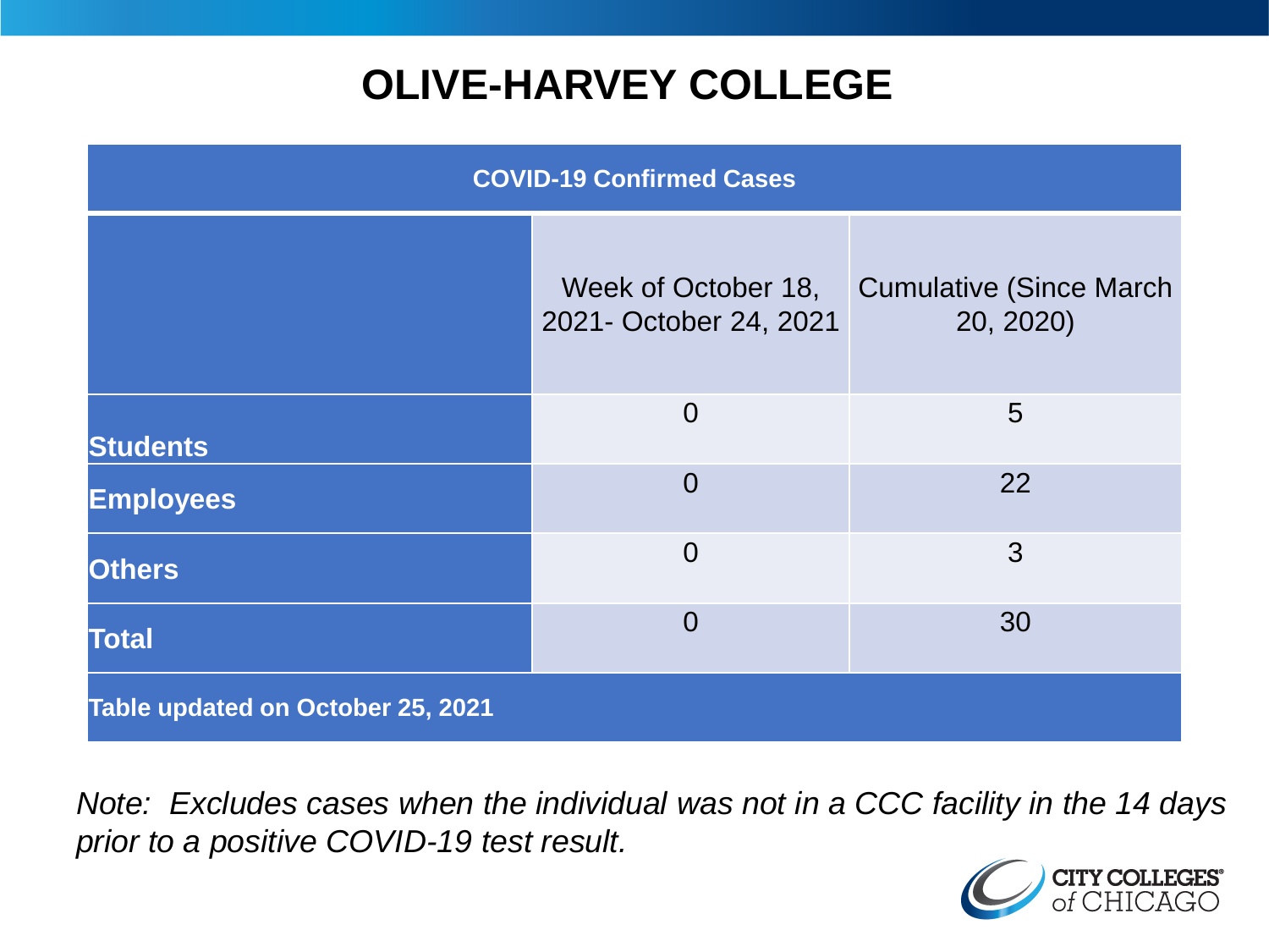# OLIVE-HARVEY COLLEGE

| COVID-19 Confirmed Cases | | |
|---|---|---|
| | Week of October 18, 2021- October 24, 2021 | Cumulative (Since March 20, 2020) |
| **Students** | 0 | 5 |
| **Employees** | 0 | 22 |
| **Others** | 0 | 3 |
| **Total** | 0 | 30 |
| **Table updated on October 25, 2021** | | |

*Note: Excludes cases when the individual was not in a CCC facility in the 14 days prior to a positive COVID-19 test result.*

CITY COLLEGES of CHICAGO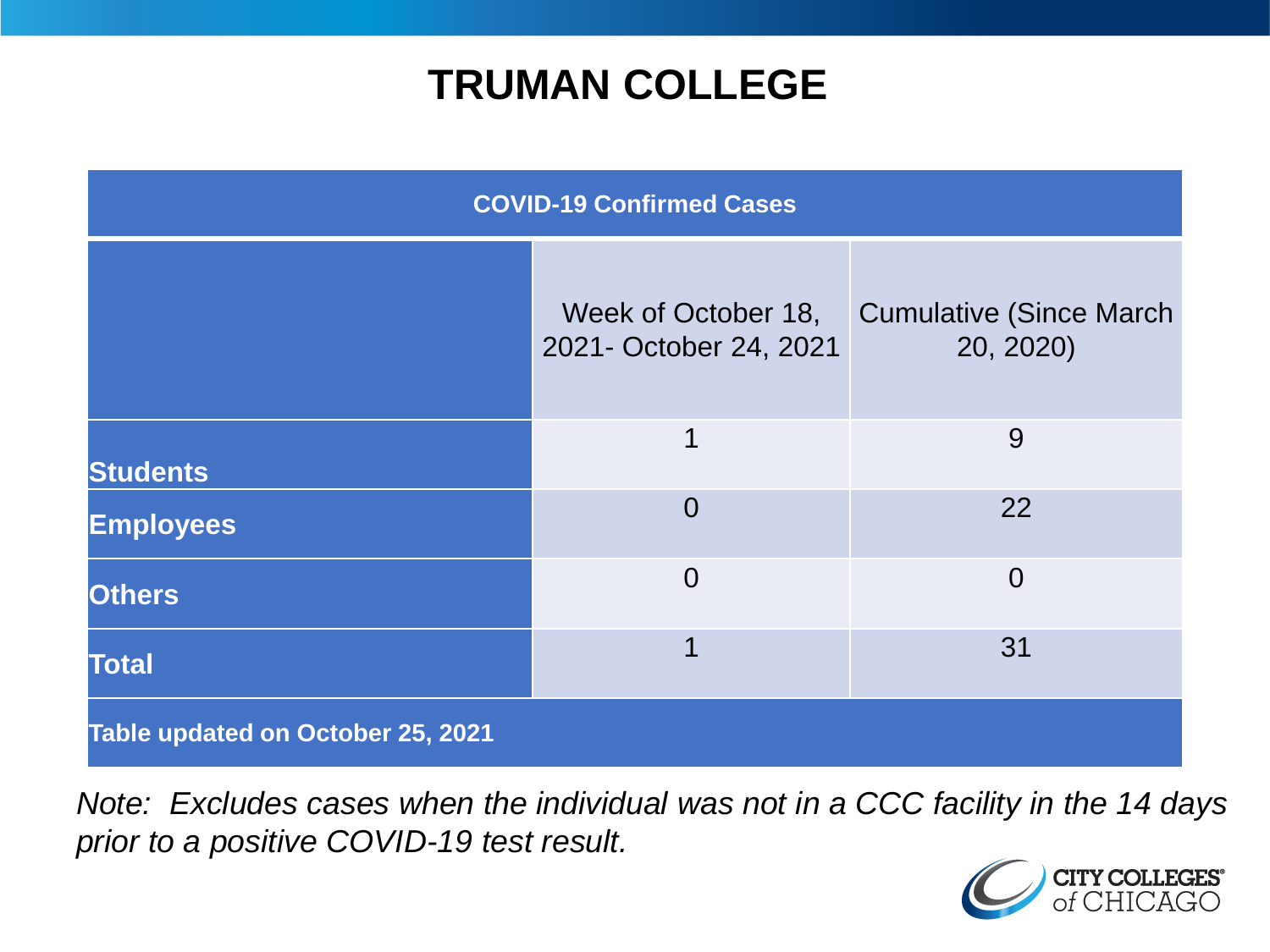# TRUMAN COLLEGE

| COVID-19 Confirmed Cases | | |
|---|---|---|
| | Week of October 18, 2021- October 24, 2021 | Cumulative (Since March 20, 2020) |
| **Students** | 1 | 9 |
| **Employees** | 0 | 22 |
| **Others** | 0 | 0 |
| **Total** | 1 | 31 |
| **Table updated on October 25, 2021** | | |

*Note: Excludes cases when the individual was not in a CCC facility in the 14 days prior to a positive COVID-19 test result.*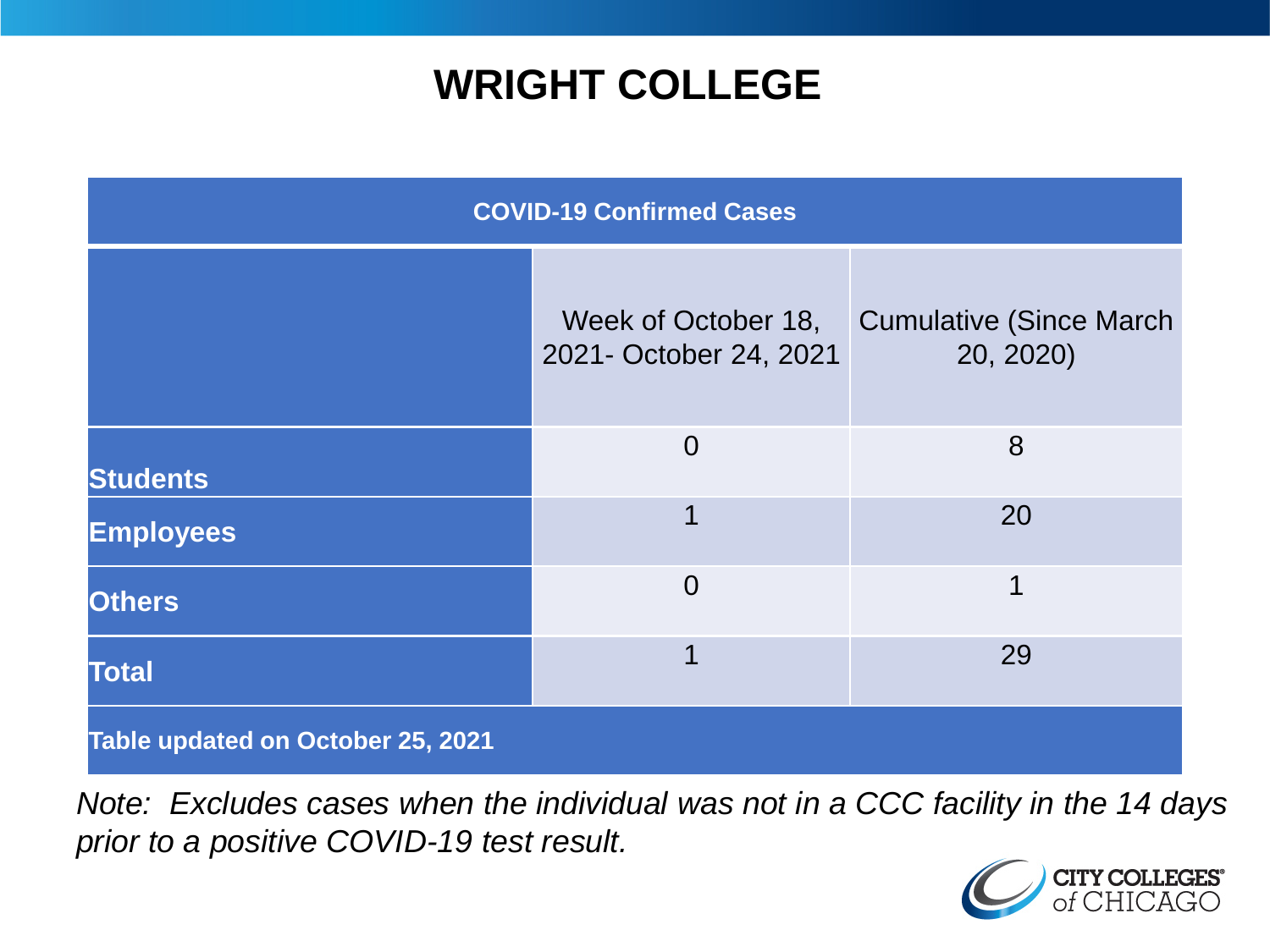# WRIGHT COLLEGE

| COVID-19 Confirmed Cases | | |
|---|---|---|
| | Week of October 18, 2021- October 24, 2021 | Cumulative (Since March 20, 2020) |
| **Students** | 0 | 8 |
| **Employees** | 1 | 20 |
| **Others** | 0 | 1 |
| **Total** | 1 | 29 |
| **Table updated on October 25, 2021** | | |

*Note: Excludes cases when the individual was not in a CCC facility in the 14 days prior to a positive COVID-19 test result.*

CITY COLLEGES of CHICAGO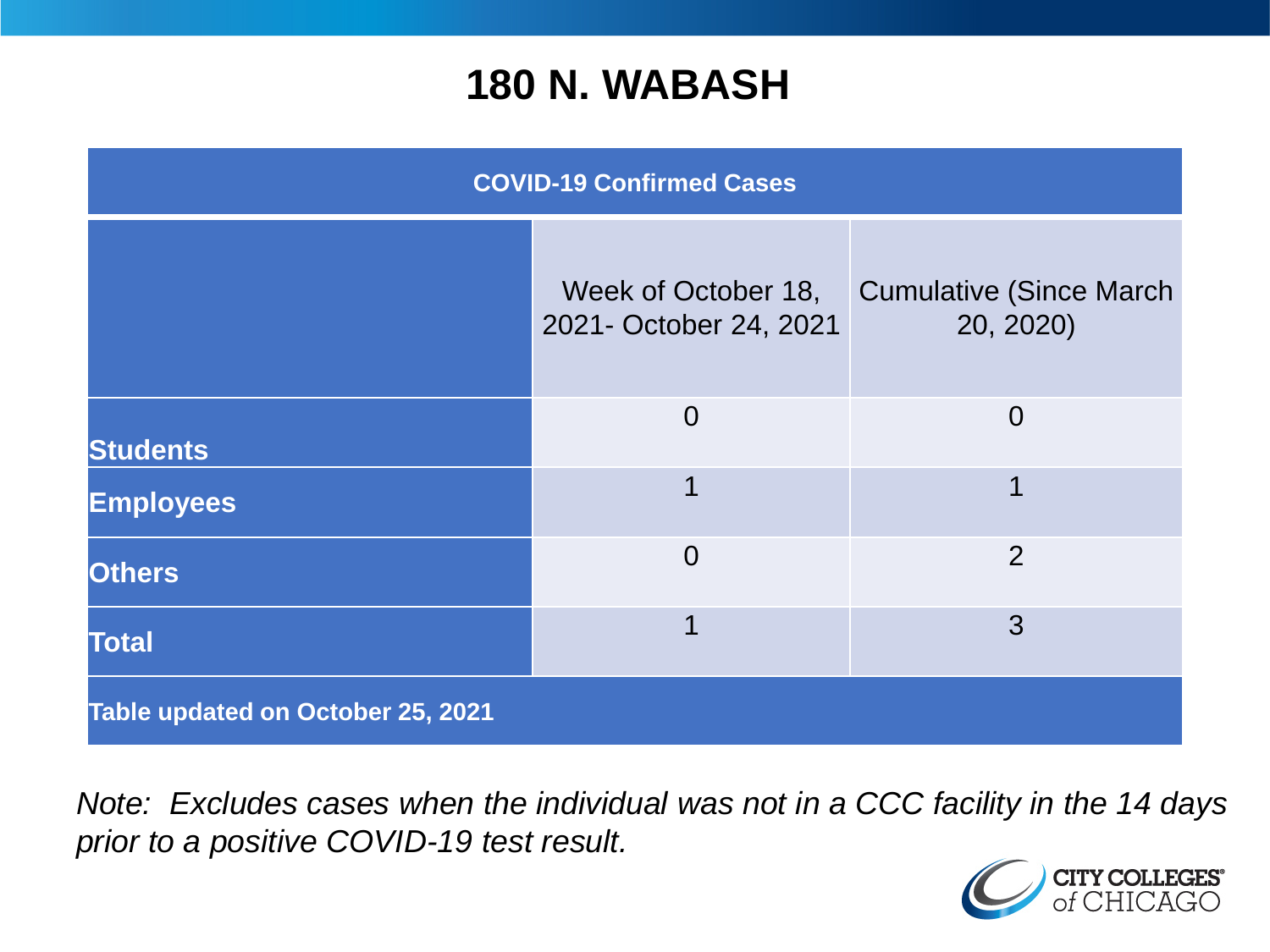# 180 N. WABASH

| COVID-19 Confirmed Cases | | |
|---|---|---|
| | Week of October 18, 2021- October 24, 2021 | Cumulative (Since March 20, 2020) |
| **Students** | 0 | 0 |
| **Employees** | 1 | 1 |
| **Others** | 0 | 2 |
| **Total** | 1 | 3 |

**Table updated on October 25, 2021**

*Note: Excludes cases when the individual was not in a CCC facility in the 14 days prior to a positive COVID-19 test result.*

CITY COLLEGES of CHICAGO